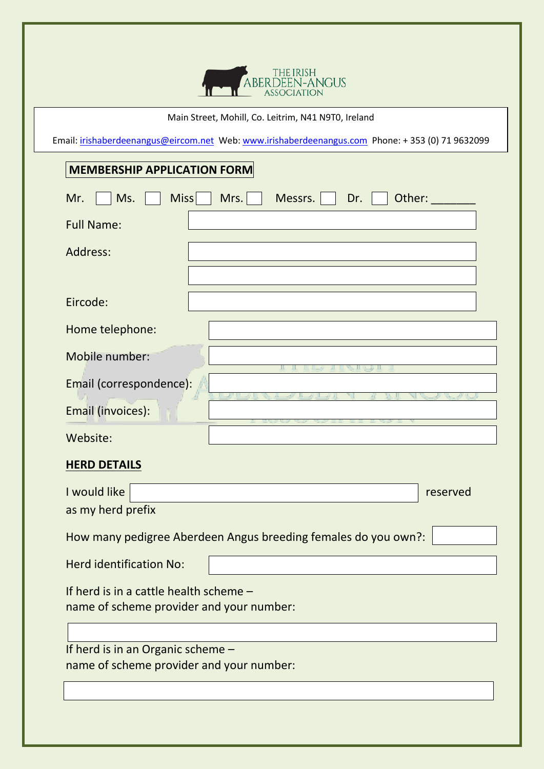THE IRISH ABERDEEN-ANGUS ASSOCIATION

Main Street, Mohill, Co. Leitrim, N41 N9T0, Ireland

Email: irishaberdeenangus@eircom.net Web: www.irishaberdeenangus.com Phone: + 353 (0) 71 9632099

## MEMBERSHIP APPLICATION FORM

Mr. ☐ Ms. ☐ Miss ☐ Mrs. ☐ Messrs. ☐ Dr. ☐ Other: _______

Full Name:

Address:

Eircode:

Home telephone:

Mobile number:

Email (correspondence):

Email (invoices):

Website:

### HERD DETAILS

I would like ______________________ reserved as my herd prefix

How many pedigree Aberdeen Angus breeding females do you own?:

Herd identification No:

If herd is in a cattle health scheme –
name of scheme provider and your number:

If herd is in an Organic scheme –
name of scheme provider and your number: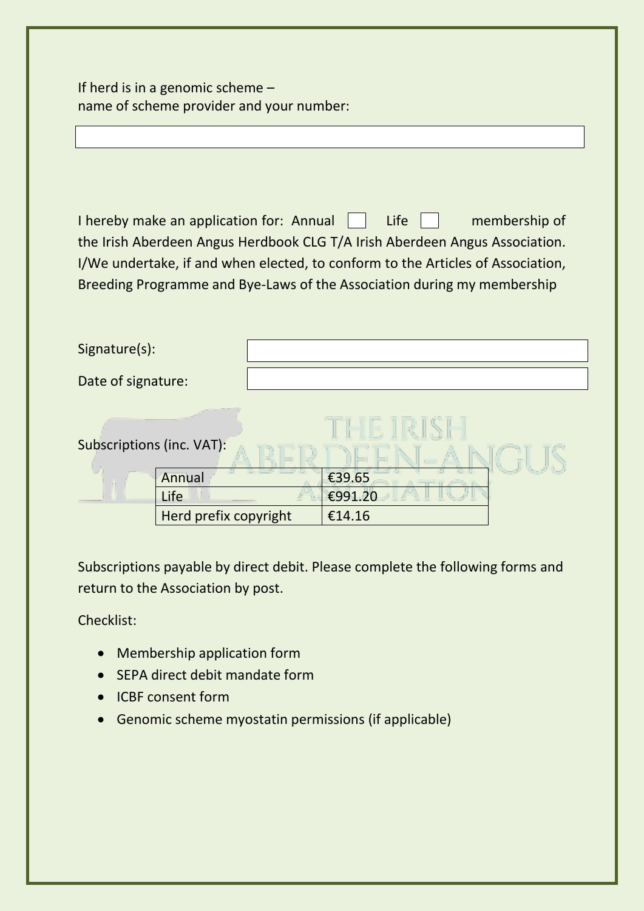If herd is in a genomic scheme –
name of scheme provider and your number:

I hereby make an application for: Annual ☐ Life ☐ membership of the Irish Aberdeen Angus Herdbook CLG T/A Irish Aberdeen Angus Association. I/We undertake, if and when elected, to conform to the Articles of Association, Breeding Programme and Bye-Laws of the Association during my membership

Signature(s):

Date of signature:

Subscriptions (inc. VAT):

| | |
|---|---|
| Annual | €39.65 |
| Life | €991.20 |
| Herd prefix copyright | €14.16 |

Subscriptions payable by direct debit. Please complete the following forms and return to the Association by post.

Checklist:

- Membership application form
- SEPA direct debit mandate form
- ICBF consent form
- Genomic scheme myostatin permissions (if applicable)